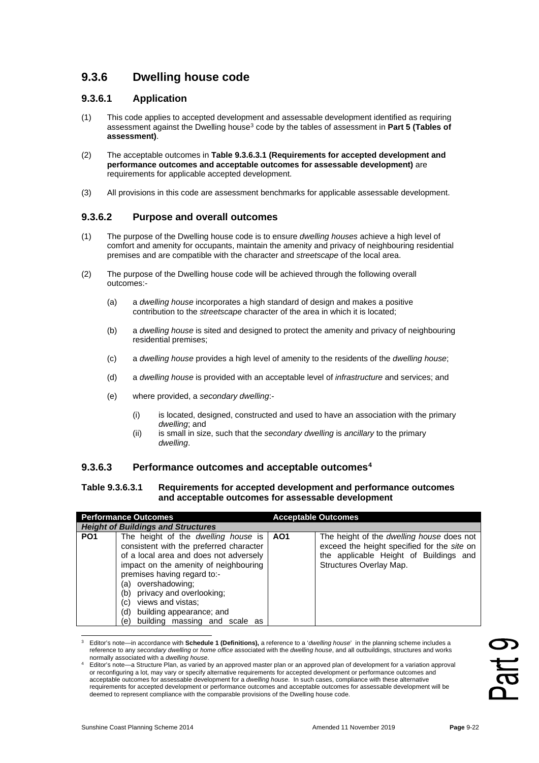## 9.3.6 Dwelling house code

### 9.3.6.1 Application

(1) This code applies to accepted development and assessable development identified as requiring assessment against the Dwelling house[3] code by the tables of assessment in **Part 5 (Tables of assessment)**.

(2) The acceptable outcomes in **Table 9.3.6.3.1 (Requirements for accepted development and performance outcomes and acceptable outcomes for assessable development)** are requirements for applicable accepted development.

(3) All provisions in this code are assessment benchmarks for applicable assessable development.

### 9.3.6.2 Purpose and overall outcomes

(1) The purpose of the Dwelling house code is to ensure *dwelling houses* achieve a high level of comfort and amenity for occupants, maintain the amenity and privacy of neighbouring residential premises and are compatible with the character and *streetscape* of the local area.

(2) The purpose of the Dwelling house code will be achieved through the following overall outcomes:-

(a) a *dwelling house* incorporates a high standard of design and makes a positive contribution to the *streetscape* character of the area in which it is located;

(b) a *dwelling house* is sited and designed to protect the amenity and privacy of neighbouring residential premises;

(c) a *dwelling house* provides a high level of amenity to the residents of the *dwelling house*;

(d) a *dwelling house* is provided with an acceptable level of *infrastructure* and services; and

(e) where provided, a *secondary dwelling*:-

(i) is located, designed, constructed and used to have an association with the primary *dwelling*; and

(ii) is small in size, such that the *secondary dwelling* is *ancillary* to the primary *dwelling*.

### 9.3.6.3 Performance outcomes and acceptable outcomes[4]

**Table 9.3.6.3.1 Requirements for accepted development and performance outcomes and acceptable outcomes for assessable development**

| Performance Outcomes | | Acceptable Outcomes | |
|---|---|---|---|
| ***Height of Buildings and Structures*** | | | |
| **PO1** | The height of the *dwelling house* is consistent with the preferred character of a local area and does not adversely impact on the amenity of neighbouring premises having regard to:-<br>(a) overshadowing;<br>(b) privacy and overlooking;<br>(c) views and vistas;<br>(d) building appearance; and<br>(e) building massing and scale as | **AO1** | The height of the *dwelling house* does not exceed the height specified for the *site* on the applicable Height of Buildings and Structures Overlay Map. |

[3] Editor's note—in accordance with **Schedule 1 (Definitions),** a reference to a '*dwelling house*' in the planning scheme includes a reference to any *secondary dwelling* or *home office* associated with the *dwelling house*, and all outbuildings, structures and works normally associated with a *dwelling house*.

[4] Editor's note—a Structure Plan, as varied by an approved master plan or an approved plan of development for a variation approval or reconfiguring a lot, may vary or specify alternative requirements for accepted development or performance outcomes and acceptable outcomes for assessable development for a *dwelling house*. In such cases, compliance with these alternative requirements for accepted development or performance outcomes and acceptable outcomes for assessable development will be deemed to represent compliance with the comparable provisions of the Dwelling house code.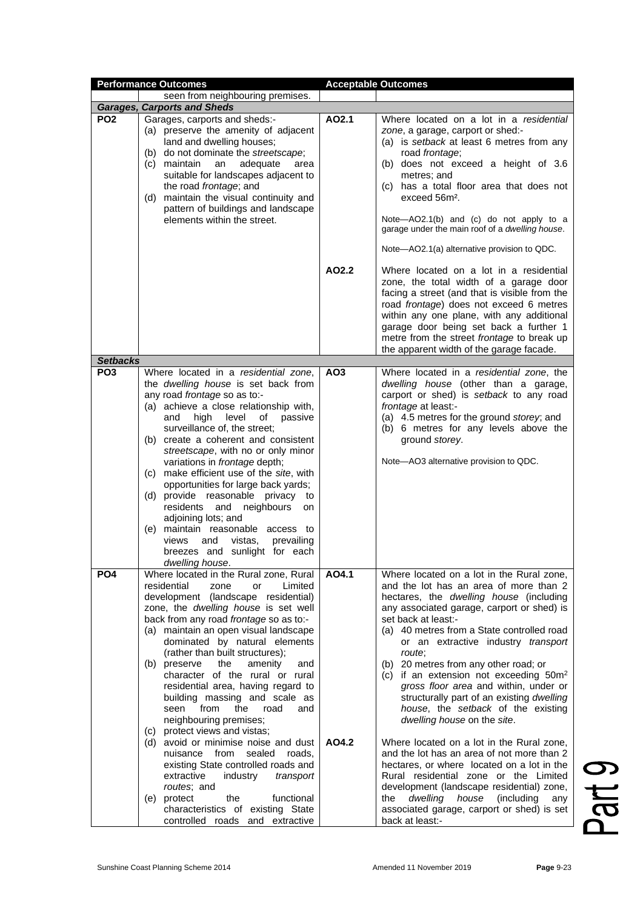| Performance Outcomes | | Acceptable Outcomes | |
|---|---|---|---|
| | seen from neighbouring premises. | | |
| ***Garages, Carports and Sheds*** | | | |
| **PO2** | Garages, carports and sheds:-<br>(a) preserve the amenity of adjacent land and dwelling houses;<br>(b) do not dominate the *streetscape*;<br>(c) maintain an adequate area suitable for landscapes adjacent to the road *frontage*; and<br>(d) maintain the visual continuity and pattern of buildings and landscape elements within the street. | **AO2.1** | Where located on a lot in a *residential zone*, a garage, carport or shed:-<br>(a) is *setback* at least 6 metres from any road *frontage*;<br>(b) does not exceed a height of 3.6 metres; and<br>(c) has a total floor area that does not exceed 56m².<br><br>Note—AO2.1(b) and (c) do not apply to a garage under the main roof of a *dwelling house*.<br><br>Note—AO2.1(a) alternative provision to QDC. |
| | | **AO2.2** | Where located on a lot in a residential zone, the total width of a garage door facing a street (and that is visible from the road *frontage*) does not exceed 6 metres within any one plane, with any additional garage door being set back a further 1 metre from the street *frontage* to break up the apparent width of the garage facade. |
| ***Setbacks*** | | | |
| **PO3** | Where located in a *residential zone*, the *dwelling house* is set back from any road *frontage* so as to:-<br>(a) achieve a close relationship with, and high level of passive surveillance of, the street;<br>(b) create a coherent and consistent *streetscape*, with no or only minor variations in *frontage* depth;<br>(c) make efficient use of the *site*, with opportunities for large back yards;<br>(d) provide reasonable privacy to residents and neighbours on adjoining lots; and<br>(e) maintain reasonable access to views and vistas, prevailing breezes and sunlight for each *dwelling house*. | **AO3** | Where located in a *residential zone*, the *dwelling house* (other than a garage, carport or shed) is *setback* to any road *frontage* at least:-<br>(a) 4.5 metres for the ground *storey*; and<br>(b) 6 metres for any levels above the ground *storey*.<br><br>Note—AO3 alternative provision to QDC. |
| **PO4** | Where located in the Rural zone, Rural residential zone or Limited development (landscape residential) zone, the *dwelling house* is set well back from any road *frontage* so as to:-<br>(a) maintain an open visual landscape dominated by natural elements (rather than built structures);<br>(b) preserve the amenity and character of the rural or rural residential area, having regard to building massing and scale as seen from the road and neighbouring premises;<br>(c) protect views and vistas;<br>(d) avoid or minimise noise and dust nuisance from sealed roads, existing State controlled roads and extractive industry *transport routes*; and<br>(e) protect the functional characteristics of existing State controlled roads and extractive | **AO4.1** | Where located on a lot in the Rural zone, and the lot has an area of more than 2 hectares, the *dwelling house* (including any associated garage, carport or shed) is set back at least:-<br>(a) 40 metres from a State controlled road or an extractive industry *transport route*;<br>(b) 20 metres from any other road; or<br>(c) if an extension not exceeding 50m² *gross floor area* and within, under or structurally part of an existing *dwelling house*, the *setback* of the existing *dwelling house* on the *site*. |
| | | **AO4.2** | Where located on a lot in the Rural zone, and the lot has an area of not more than 2 hectares, or where located on a lot in the Rural residential zone or the Limited development (landscape residential) zone, the *dwelling house* (including any associated garage, carport or shed) is set back at least:- |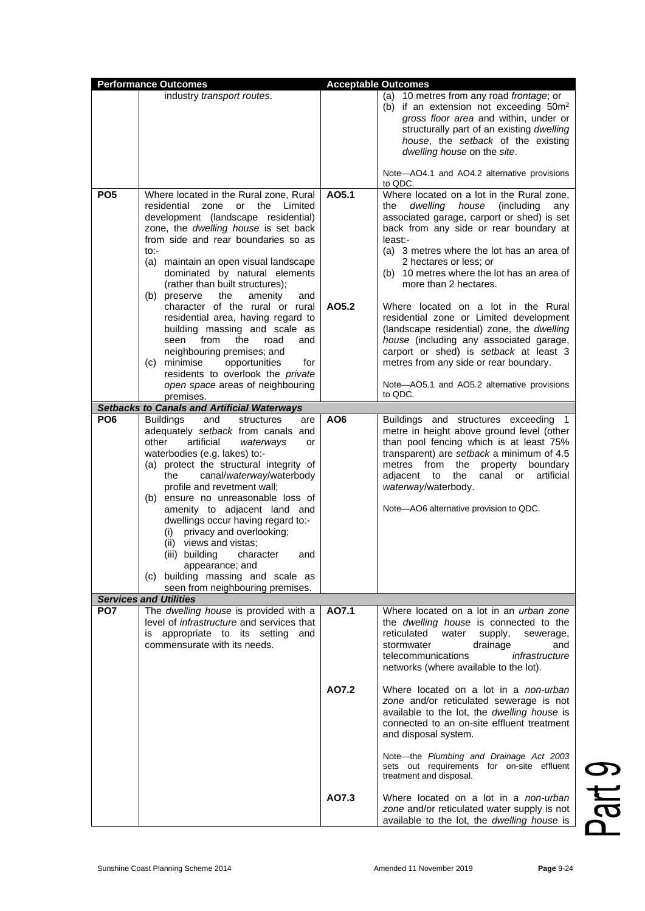| Performance Outcomes | | Acceptable Outcomes | |
|---|---|---|---|
| | industry *transport routes*. | | (a) 10 metres from any road *frontage*; or<br>(b) if an extension not exceeding 50m² *gross floor area* and within, under or structurally part of an existing *dwelling house*, the *setback* of the existing *dwelling house* on the *site*.<br><br>Note—AO4.1 and AO4.2 alternative provisions to QDC. |
| **PO5** | Where located in the Rural zone, Rural residential zone or the Limited development (landscape residential) zone, the *dwelling house* is set back from side and rear boundaries so as to:-<br>(a) maintain an open visual landscape dominated by natural elements (rather than built structures);<br>(b) preserve the amenity and character of the rural or rural residential area, having regard to building massing and scale as seen from the road and neighbouring premises; and<br>(c) minimise opportunities for residents to overlook the *private open space* areas of neighbouring premises. | **AO5.1** | Where located on a lot in the Rural zone, the *dwelling house* (including any associated garage, carport or shed) is set back from any side or rear boundary at least:-<br>(a) 3 metres where the lot has an area of 2 hectares or less; or<br>(b) 10 metres where the lot has an area of more than 2 hectares. |
| | | **AO5.2** | Where located on a lot in the Rural residential zone or Limited development (landscape residential) zone, the *dwelling house* (including any associated garage, carport or shed) is *setback* at least 3 metres from any side or rear boundary.<br><br>Note—AO5.1 and AO5.2 alternative provisions to QDC. |
| ***Setbacks to Canals and Artificial Waterways*** | | | |
| **PO6** | Buildings and structures are adequately *setback* from canals and other artificial *waterways* or waterbodies (e.g. lakes) to:-<br>(a) protect the structural integrity of the canal/*waterway*/waterbody profile and revetment wall;<br>(b) ensure no unreasonable loss of amenity to adjacent land and dwellings occur having regard to:-<br>(i) privacy and overlooking;<br>(ii) views and vistas;<br>(iii) building character and appearance; and<br>(c) building massing and scale as seen from neighbouring premises. | **AO6** | Buildings and structures exceeding 1 metre in height above ground level (other than pool fencing which is at least 75% transparent) are *setback* a minimum of 4.5 metres from the property boundary adjacent to the canal or artificial *waterway*/waterbody.<br><br>Note—AO6 alternative provision to QDC. |
| ***Services and Utilities*** | | | |
| **PO7** | The *dwelling house* is provided with a level of *infrastructure* and services that is appropriate to its setting and commensurate with its needs. | **AO7.1** | Where located on a lot in an *urban zone* the *dwelling house* is connected to the reticulated water supply, sewerage, stormwater drainage and telecommunications *infrastructure* networks (where available to the lot). |
| | | **AO7.2** | Where located on a lot in a *non-urban zone* and/or reticulated sewerage is not available to the lot, the *dwelling house* is connected to an on-site effluent treatment and disposal system.<br><br>Note—the *Plumbing and Drainage Act 2003* sets out requirements for on-site effluent treatment and disposal. |
| | | **AO7.3** | Where located on a lot in a *non-urban zone* and/or reticulated water supply is not available to the lot, the *dwelling house* is |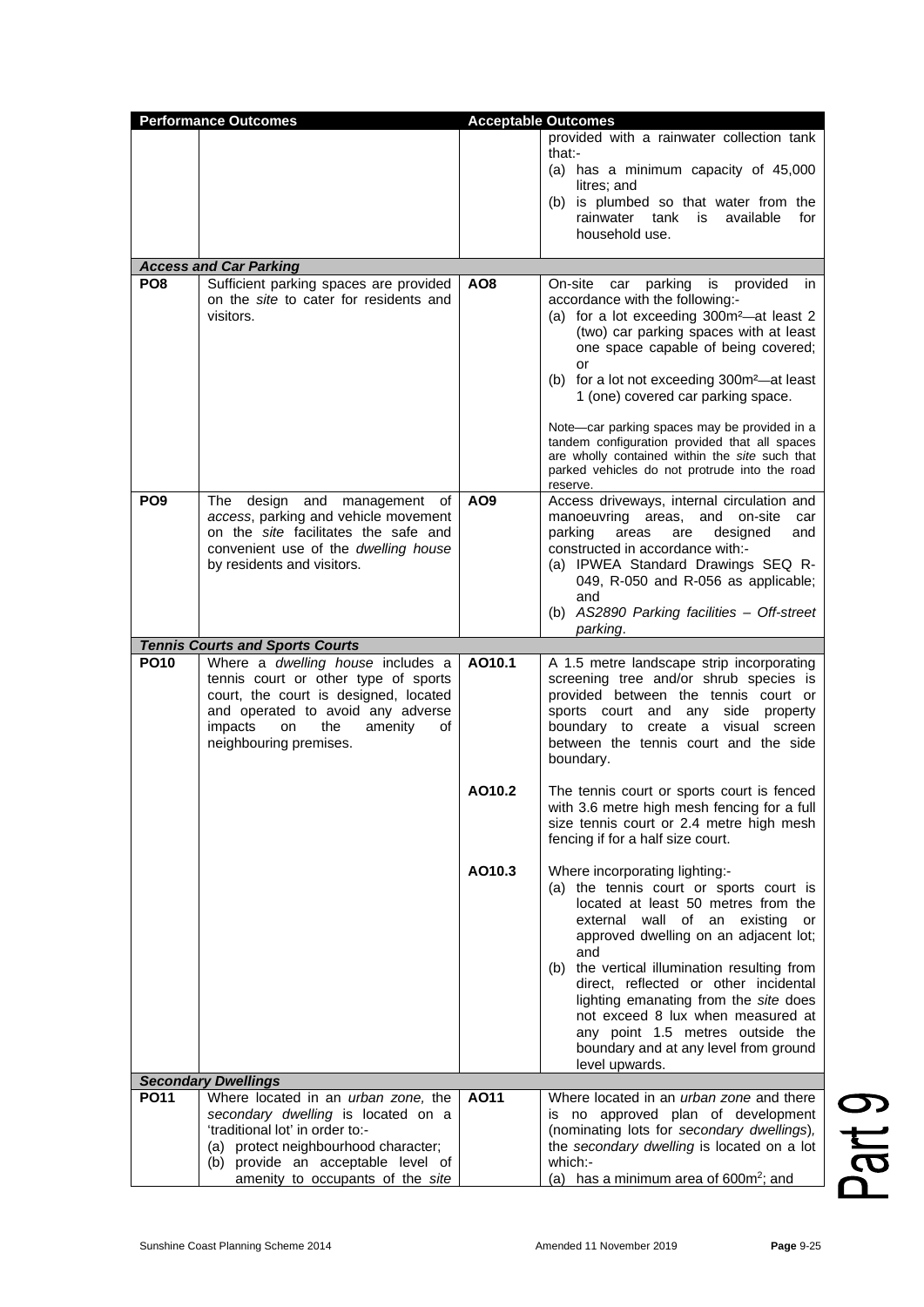| Performance Outcomes | | Acceptable Outcomes | |
|---|---|---|---|
| | | | provided with a rainwater collection tank that:-<br>(a) has a minimum capacity of 45,000 litres; and<br>(b) is plumbed so that water from the rainwater tank is available for household use. |
| ***Access and Car Parking*** | | | |
| **PO8** | Sufficient parking spaces are provided on the *site* to cater for residents and visitors. | **AO8** | On-site car parking is provided in accordance with the following:-<br>(a) for a lot exceeding 300m²—at least 2 (two) car parking spaces with at least one space capable of being covered; or<br>(b) for a lot not exceeding 300m²—at least 1 (one) covered car parking space.<br><br>Note—car parking spaces may be provided in a tandem configuration provided that all spaces are wholly contained within the *site* such that parked vehicles do not protrude into the road reserve. |
| **PO9** | The design and management of *access*, parking and vehicle movement on the *site* facilitates the safe and convenient use of the *dwelling house* by residents and visitors. | **AO9** | Access driveways, internal circulation and manoeuvring areas, and on-site car parking areas are designed and constructed in accordance with:-<br>(a) IPWEA Standard Drawings SEQ R-049, R-050 and R-056 as applicable; and<br>(b) *AS2890 Parking facilities – Off-street parking*. |
| ***Tennis Courts and Sports Courts*** | | | |
| **PO10** | Where a *dwelling house* includes a tennis court or other type of sports court, the court is designed, located and operated to avoid any adverse impacts on the amenity of neighbouring premises. | **AO10.1** | A 1.5 metre landscape strip incorporating screening tree and/or shrub species is provided between the tennis court or sports court and any side property boundary to create a visual screen between the tennis court and the side boundary. |
| | | **AO10.2** | The tennis court or sports court is fenced with 3.6 metre high mesh fencing for a full size tennis court or 2.4 metre high mesh fencing if for a half size court. |
| | | **AO10.3** | Where incorporating lighting:-<br>(a) the tennis court or sports court is located at least 50 metres from the external wall of an existing or approved dwelling on an adjacent lot; and<br>(b) the vertical illumination resulting from direct, reflected or other incidental lighting emanating from the *site* does not exceed 8 lux when measured at any point 1.5 metres outside the boundary and at any level from ground level upwards. |
| ***Secondary Dwellings*** | | | |
| **PO11** | Where located in an *urban zone,* the *secondary dwelling* is located on a 'traditional lot' in order to:-<br>(a) protect neighbourhood character;<br>(b) provide an acceptable level of amenity to occupants of the *site* | **AO11** | Where located in an *urban zone* and there is no approved plan of development (nominating lots for *secondary dwellings*), the *secondary dwelling* is located on a lot which:-<br>(a) has a minimum area of 600m²; and |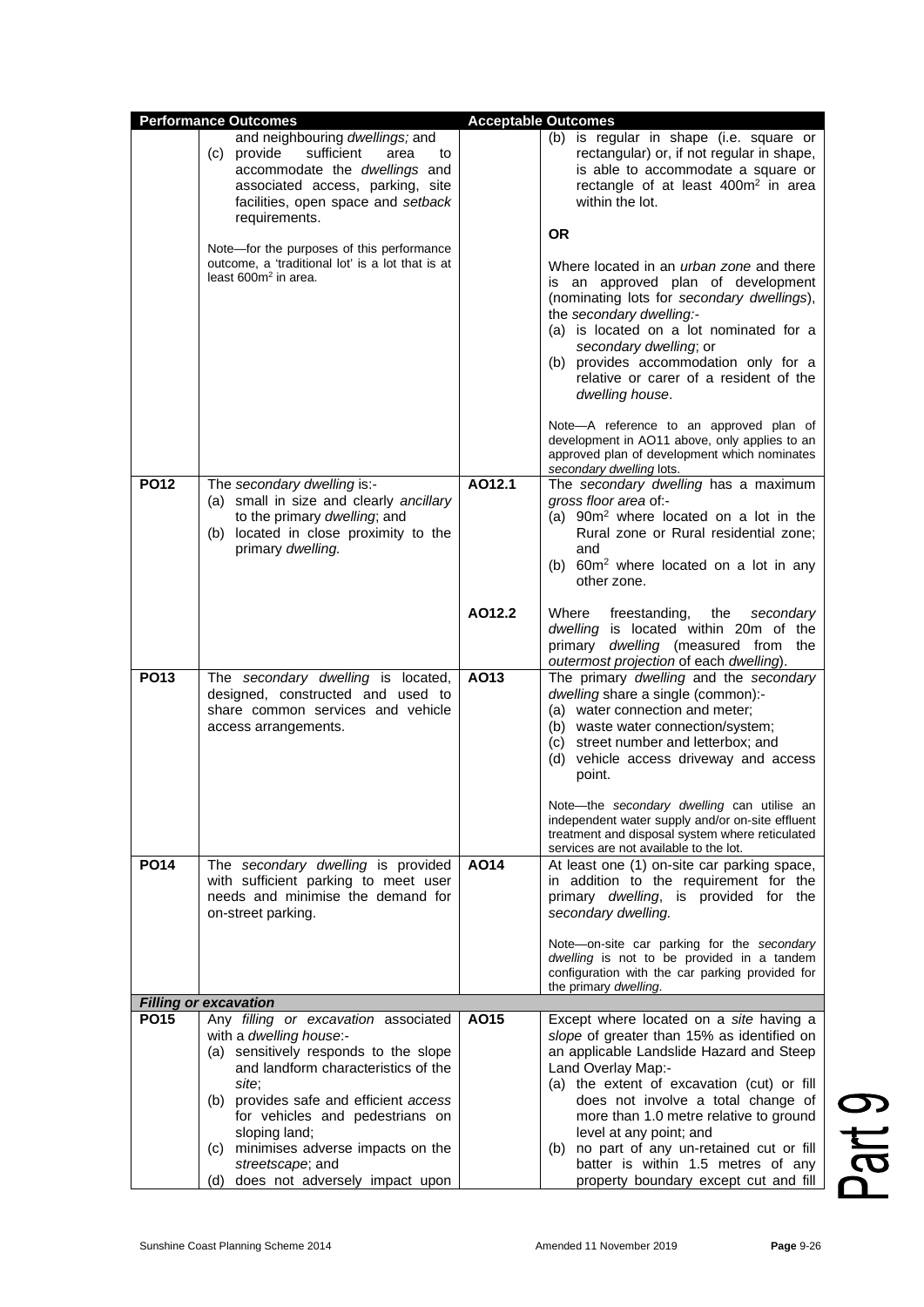| Performance Outcomes | | Acceptable Outcomes | |
|---|---|---|---|
| | and neighbouring *dwellings;* and (c) provide sufficient area to accommodate the *dwellings* and associated access, parking, site facilities, open space and *setback* requirements. Note—for the purposes of this performance outcome, a 'traditional lot' is a lot that is at least 600m² in area. | | (b) is regular in shape (i.e. square or rectangular) or, if not regular in shape, is able to accommodate a square or rectangle of at least 400m² in area within the lot. **OR** Where located in an *urban zone* and there is an approved plan of development (nominating lots for *secondary dwellings*), the *secondary dwelling*:- (a) is located on a lot nominated for a *secondary dwelling*; or (b) provides accommodation only for a relative or carer of a resident of the *dwelling house*. Note—A reference to an approved plan of development in AO11 above, only applies to an approved plan of development which nominates *secondary dwelling* lots. |
| **PO12** | The *secondary dwelling* is:- (a) small in size and clearly *ancillary* to the primary *dwelling*; and (b) located in close proximity to the primary *dwelling.* | **AO12.1** | The *secondary dwelling* has a maximum *gross floor area* of:- (a) 90m² where located on a lot in the Rural zone or Rural residential zone; and (b) 60m² where located on a lot in any other zone. |
| | | **AO12.2** | Where freestanding, the *secondary dwelling* is located within 20m of the primary *dwelling* (measured from the *outermost projection* of each *dwelling*). |
| **PO13** | The *secondary dwelling* is located, designed, constructed and used to share common services and vehicle access arrangements. | **AO13** | The primary *dwelling* and the *secondary dwelling* share a single (common):- (a) water connection and meter; (b) waste water connection/system; (c) street number and letterbox; and (d) vehicle access driveway and access point. Note—the *secondary dwelling* can utilise an independent water supply and/or on-site effluent treatment and disposal system where reticulated services are not available to the lot. |
| **PO14** | The *secondary dwelling* is provided with sufficient parking to meet user needs and minimise the demand for on-street parking. | **AO14** | At least one (1) on-site car parking space, in addition to the requirement for the primary *dwelling*, is provided for the *secondary dwelling.* Note—on-site car parking for the *secondary dwelling* is not to be provided in a tandem configuration with the car parking provided for the primary *dwelling*. |
| ***Filling or excavation*** | | | |
| **PO15** | Any *filling or excavation* associated with a *dwelling house*:- (a) sensitively responds to the slope and landform characteristics of the *site*; (b) provides safe and efficient *access* for vehicles and pedestrians on sloping land; (c) minimises adverse impacts on the *streetscape*; and (d) does not adversely impact upon | **AO15** | Except where located on a *site* having a *slope* of greater than 15% as identified on an applicable Landslide Hazard and Steep Land Overlay Map:- (a) the extent of excavation (cut) or fill does not involve a total change of more than 1.0 metre relative to ground level at any point; and (b) no part of any un-retained cut or fill batter is within 1.5 metres of any property boundary except cut and fill |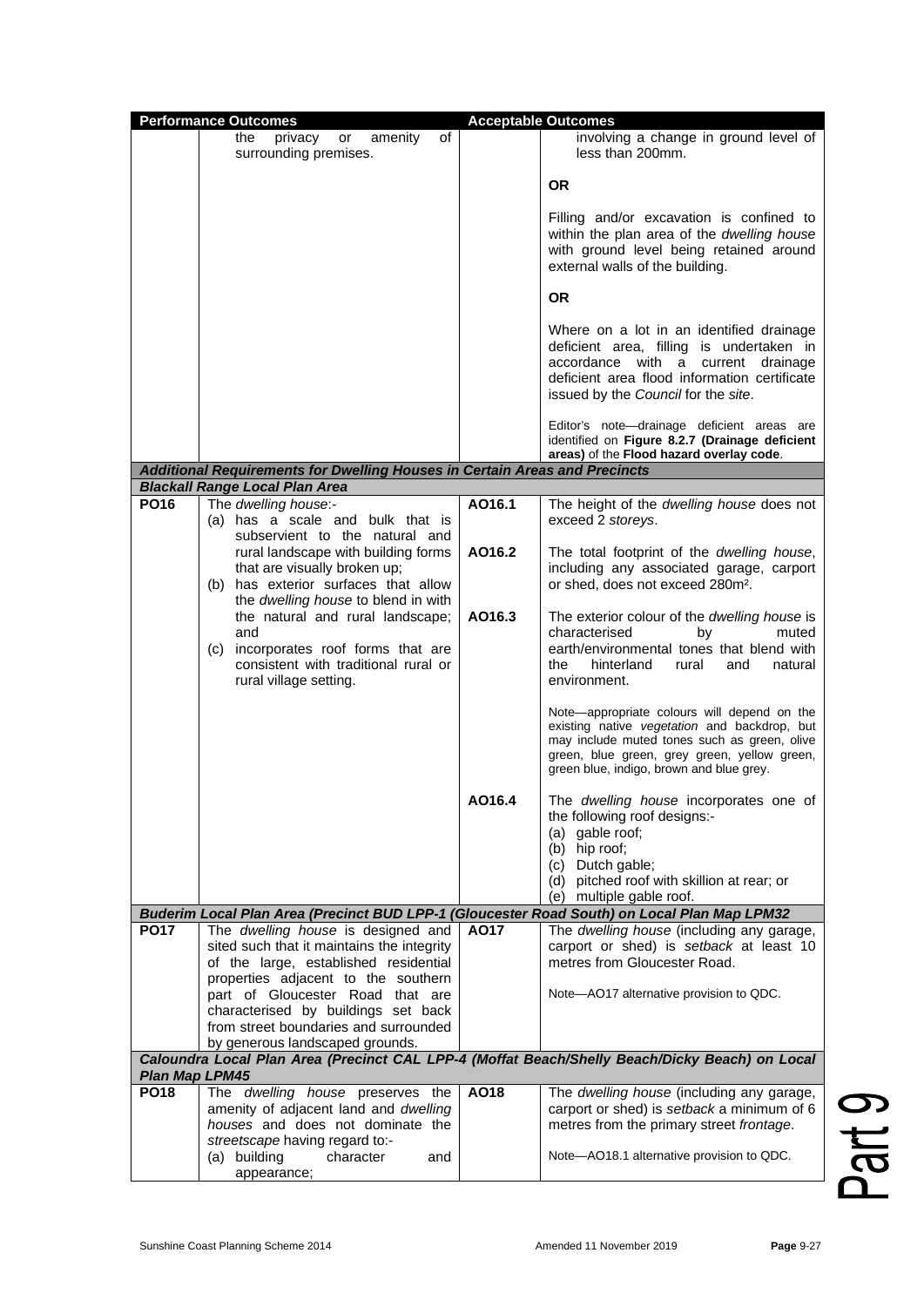| Performance Outcomes | | Acceptable Outcomes | |
|---|---|---|---|
| | the privacy or amenity of surrounding premises. | | involving a change in ground level of less than 200mm.<br><br>**OR**<br><br>Filling and/or excavation is confined to within the plan area of the *dwelling house* with ground level being retained around external walls of the building.<br><br>**OR**<br><br>Where on a lot in an identified drainage deficient area, filling is undertaken in accordance with a current drainage deficient area flood information certificate issued by the *Council* for the *site*.<br><br>Editor's note—drainage deficient areas are identified on **Figure 8.2.7 (Drainage deficient areas)** of the **Flood hazard overlay code**. |
| ***Additional Requirements for Dwelling Houses in Certain Areas and Precincts*** | | | |
| ***Blackall Range Local Plan Area*** | | | |
| **PO16** | The *dwelling house*:-<br>(a) has a scale and bulk that is subservient to the natural and rural landscape with building forms that are visually broken up;<br>(b) has exterior surfaces that allow the *dwelling house* to blend in with the natural and rural landscape; and<br>(c) incorporates roof forms that are consistent with traditional rural or rural village setting. | **AO16.1** | The height of the *dwelling house* does not exceed 2 *storeys*. |
| | | **AO16.2** | The total footprint of the *dwelling house*, including any associated garage, carport or shed, does not exceed 280m². |
| | | **AO16.3** | The exterior colour of the *dwelling house* is characterised by muted earth/environmental tones that blend with the hinterland rural and natural environment.<br><br>Note—appropriate colours will depend on the existing native *vegetation* and backdrop, but may include muted tones such as green, olive green, blue green, grey green, yellow green, green blue, indigo, brown and blue grey. |
| | | **AO16.4** | The *dwelling house* incorporates one of the following roof designs:-<br>(a) gable roof;<br>(b) hip roof;<br>(c) Dutch gable;<br>(d) pitched roof with skillion at rear; or<br>(e) multiple gable roof. |
| ***Buderim Local Plan Area (Precinct BUD LPP-1 (Gloucester Road South) on Local Plan Map LPM32*** | | | |
| **PO17** | The *dwelling house* is designed and sited such that it maintains the integrity of the large, established residential properties adjacent to the southern part of Gloucester Road that are characterised by buildings set back from street boundaries and surrounded by generous landscaped grounds. | **AO17** | The *dwelling house* (including any garage, carport or shed) is *setback* at least 10 metres from Gloucester Road.<br><br>Note—AO17 alternative provision to QDC. |
| ***Caloundra Local Plan Area (Precinct CAL LPP-4 (Moffat Beach/Shelly Beach/Dicky Beach) on Local Plan Map LPM45*** | | | |
| **PO18** | The *dwelling house* preserves the amenity of adjacent land and *dwelling houses* and does not dominate the *streetscape* having regard to:-<br>(a) building character and appearance; | **AO18** | The *dwelling house* (including any garage, carport or shed) is *setback* a minimum of 6 metres from the primary street *frontage*.<br><br>Note—AO18.1 alternative provision to QDC. |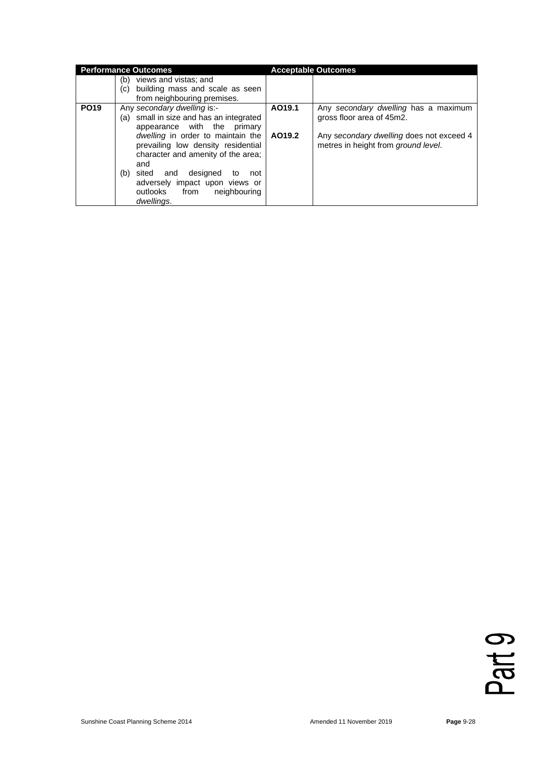| Performance Outcomes | | Acceptable Outcomes | |
|---|---|---|---|
| | (b) views and vistas; and<br>(c) building mass and scale as seen from neighbouring premises. | | |
| **PO19** | Any *secondary dwelling* is:-<br>(a) small in size and has an integrated appearance with the primary *dwelling* in order to maintain the prevailing low density residential character and amenity of the area; and<br>(b) sited and designed to not adversely impact upon views or outlooks from neighbouring *dwellings*. | **AO19.1**<br><br>**AO19.2** | Any *secondary dwelling* has a maximum gross floor area of 45m2.<br><br>Any *secondary dwelling* does not exceed 4 metres in height from *ground level*. |